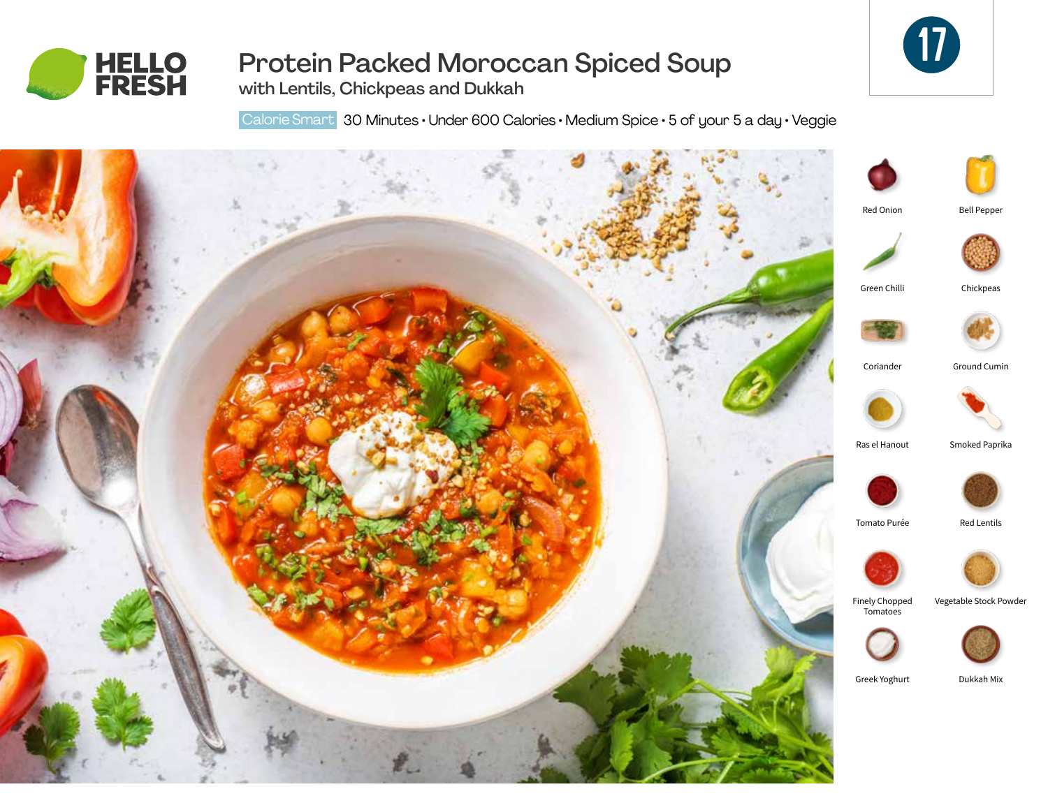HELLO FRESH

# Protein Packed Moroccan Spiced Soup

## with Lentils, Chickpeas and Dukkah

17

Calorie Smart 30 Minutes • Under 600 Calories • Medium Spice • 5 of your 5 a day • Veggie

- Red Onion
- Bell Pepper
- Green Chilli
- Chickpeas
- Coriander
- Ground Cumin
- Ras el Hanout
- Smoked Paprika
- Tomato Purée
- Red Lentils
- Finely Chopped Tomatoes
- Vegetable Stock Powder
- Greek Yoghurt
- Dukkah Mix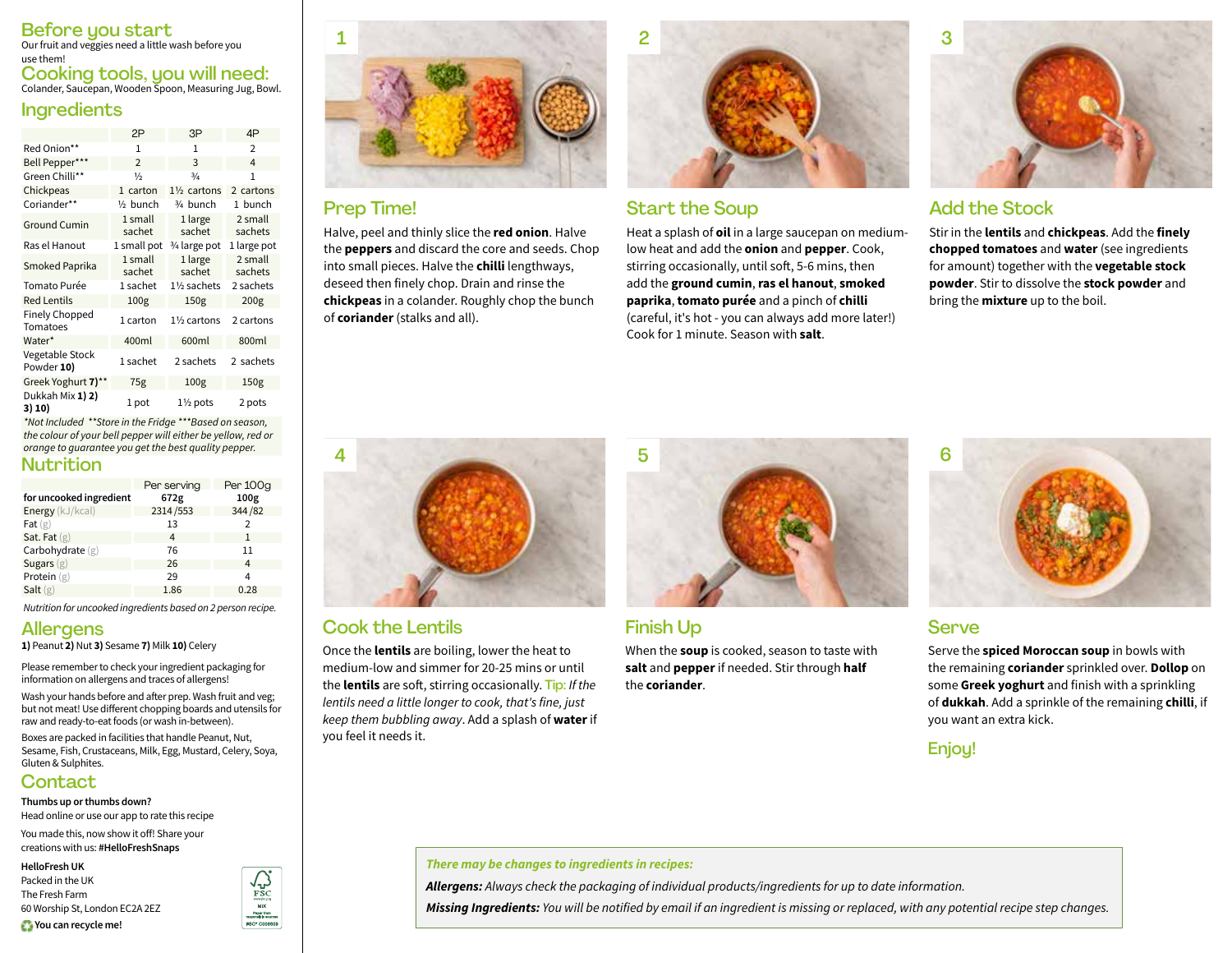## Before you start

Our fruit and veggies need a little wash before you use them!

## Cooking tools, you will need:

Colander, Saucepan, Wooden Spoon, Measuring Jug, Bowl.

## Ingredients

| | 2P | 3P | 4P |
|---|---|---|---|
| Red Onion** | 1 | 1 | 2 |
| Bell Pepper*** | 2 | 3 | 4 |
| Green Chilli** | ½ | ¾ | 1 |
| Chickpeas | 1 carton | 1½ cartons | 2 cartons |
| Coriander** | ½ bunch | ¾ bunch | 1 bunch |
| Ground Cumin | 1 small sachet | 1 large sachet | 2 small sachets |
| Ras el Hanout | 1 small pot | ¾ large pot | 1 large pot |
| Smoked Paprika | 1 small sachet | 1 large sachet | 2 small sachets |
| Tomato Purée | 1 sachet | 1½ sachets | 2 sachets |
| Red Lentils | 100g | 150g | 200g |
| Finely Chopped Tomatoes | 1 carton | 1½ cartons | 2 cartons |
| Water* | 400ml | 600ml | 800ml |
| Vegetable Stock Powder **10)** | 1 sachet | 2 sachets | 2 sachets |
| Greek Yoghurt **7)**** | 75g | 100g | 150g |
| Dukkah Mix **1) 2) 3) 10)** | 1 pot | 1½ pots | 2 pots |

*\*Not Included \*\*Store in the Fridge \*\*\*Based on season, the colour of your bell pepper will either be yellow, red or orange to guarantee you get the best quality pepper.*

## Nutrition

| | Per serving | Per 100g |
|---|---|---|
| **for uncooked ingredient** | **672g** | **100g** |
| Energy (kJ/kcal) | 2314 /553 | 344 /82 |
| Fat (g) | 13 | 2 |
| Sat. Fat (g) | 4 | 1 |
| Carbohydrate (g) | 76 | 11 |
| Sugars (g) | 26 | 4 |
| Protein (g) | 29 | 4 |
| Salt (g) | 1.86 | 0.28 |

*Nutrition for uncooked ingredients based on 2 person recipe.*

## Allergens

**1)** Peanut **2)** Nut **3)** Sesame **7)** Milk **10)** Celery

Please remember to check your ingredient packaging for information on allergens and traces of allergens!

Wash your hands before and after prep. Wash fruit and veg; but not meat! Use different chopping boards and utensils for raw and ready-to-eat foods (or wash in-between).

Boxes are packed in facilities that handle Peanut, Nut, Sesame, Fish, Crustaceans, Milk, Egg, Mustard, Celery, Soya, Gluten & Sulphites.

## Contact

**Thumbs up or thumbs down?**
Head online or use our app to rate this recipe

You made this, now show it off! Share your creations with us: **#HelloFreshSnaps**

**HelloFresh UK**
Packed in the UK
The Fresh Farm
60 Worship St, London EC2A 2EZ

**You can recycle me!**

FSC MIX Paper from responsible sources FSC® C008609

### 1 Prep Time!

Halve, peel and thinly slice the **red onion**. Halve the **peppers** and discard the core and seeds. Chop into small pieces. Halve the **chilli** lengthways, deseed then finely chop. Drain and rinse the **chickpeas** in a colander. Roughly chop the bunch of **coriander** (stalks and all).

### 2 Start the Soup

Heat a splash of **oil** in a large saucepan on medium-low heat and add the **onion** and **pepper**. Cook, stirring occasionally, until soft, 5-6 mins, then add the **ground cumin**, **ras el hanout**, **smoked paprika**, **tomato purée** and a pinch of **chilli** (careful, it's hot - you can always add more later!) Cook for 1 minute. Season with **salt**.

### 3 Add the Stock

Stir in the **lentils** and **chickpeas**. Add the **finely chopped tomatoes** and **water** (see ingredients for amount) together with the **vegetable stock powder**. Stir to dissolve the **stock powder** and bring the **mixture** up to the boil.

### 4 Cook the Lentils

Once the **lentils** are boiling, lower the heat to medium-low and simmer for 20-25 mins or until the **lentils** are soft, stirring occasionally. Tip: *If the lentils need a little longer to cook, that's fine, just keep them bubbling away*. Add a splash of **water** if you feel it needs it.

### 5 Finish Up

When the **soup** is cooked, season to taste with **salt** and **pepper** if needed. Stir through **half** the **coriander**.

### 6 Serve

Serve the **spiced Moroccan soup** in bowls with the remaining **coriander** sprinkled over. **Dollop** on some **Greek yoghurt** and finish with a sprinkling of **dukkah**. Add a sprinkle of the remaining **chilli**, if you want an extra kick.

**Enjoy!**

***There may be changes to ingredients in recipes:***

***Allergens:*** *Always check the packaging of individual products/ingredients for up to date information.*

***Missing Ingredients:*** *You will be notified by email if an ingredient is missing or replaced, with any potential recipe step changes.*